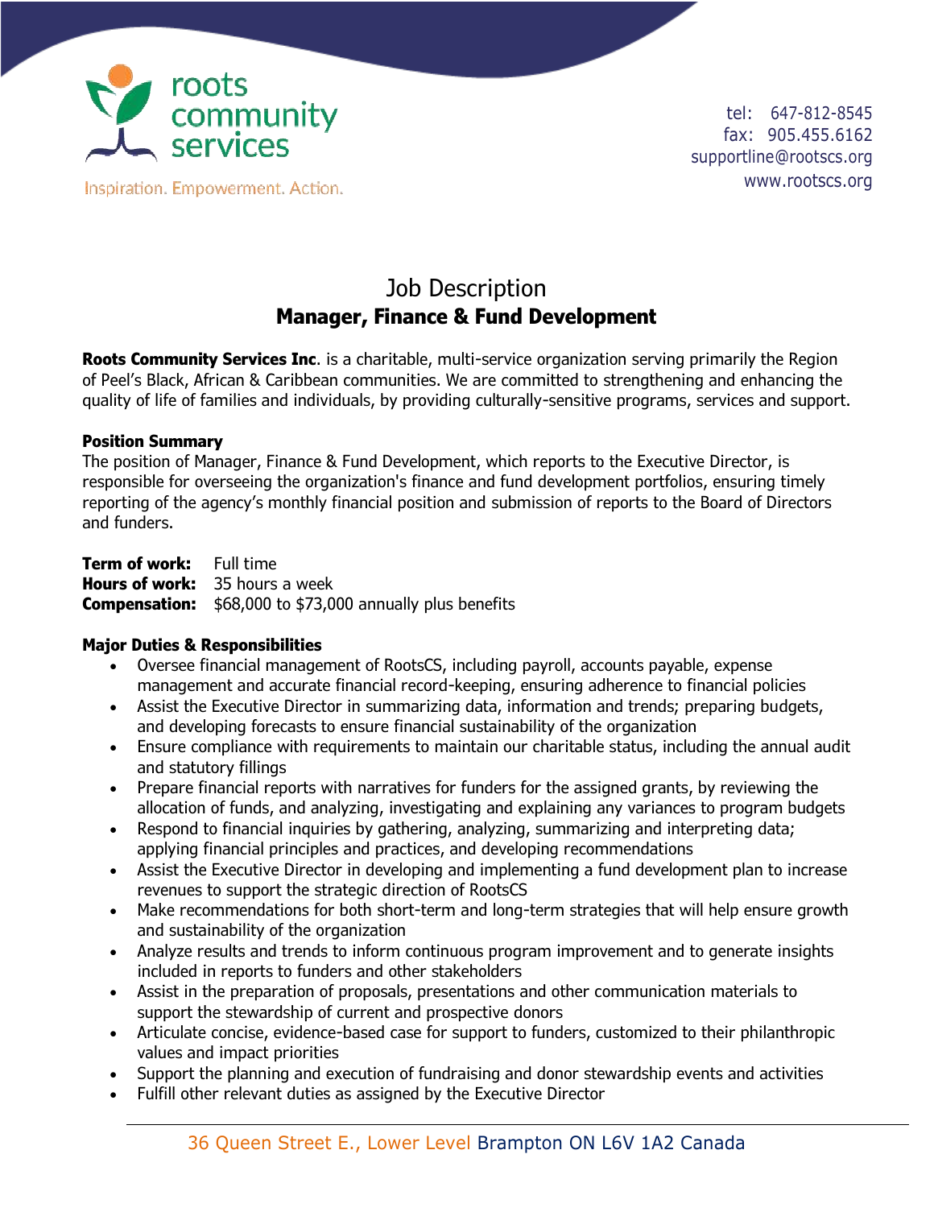roots community services

Inspiration. Empowerment. Action.

tel: 647-812-8545
fax: 905.455.6162
supportline@rootscs.org
www.rootscs.org

# Job Description
## Manager, Finance & Fund Development

**Roots Community Services Inc**. is a charitable, multi-service organization serving primarily the Region of Peel's Black, African & Caribbean communities. We are committed to strengthening and enhancing the quality of life of families and individuals, by providing culturally-sensitive programs, services and support.

**Position Summary**

The position of Manager, Finance & Fund Development, which reports to the Executive Director, is responsible for overseeing the organization's finance and fund development portfolios, ensuring timely reporting of the agency's monthly financial position and submission of reports to the Board of Directors and funders.

**Term of work:** Full time
**Hours of work:** 35 hours a week
**Compensation:** $68,000 to $73,000 annually plus benefits

**Major Duties & Responsibilities**

- Oversee financial management of RootsCS, including payroll, accounts payable, expense management and accurate financial record-keeping, ensuring adherence to financial policies
- Assist the Executive Director in summarizing data, information and trends; preparing budgets, and developing forecasts to ensure financial sustainability of the organization
- Ensure compliance with requirements to maintain our charitable status, including the annual audit and statutory fillings
- Prepare financial reports with narratives for funders for the assigned grants, by reviewing the allocation of funds, and analyzing, investigating and explaining any variances to program budgets
- Respond to financial inquiries by gathering, analyzing, summarizing and interpreting data; applying financial principles and practices, and developing recommendations
- Assist the Executive Director in developing and implementing a fund development plan to increase revenues to support the strategic direction of RootsCS
- Make recommendations for both short-term and long-term strategies that will help ensure growth and sustainability of the organization
- Analyze results and trends to inform continuous program improvement and to generate insights included in reports to funders and other stakeholders
- Assist in the preparation of proposals, presentations and other communication materials to support the stewardship of current and prospective donors
- Articulate concise, evidence-based case for support to funders, customized to their philanthropic values and impact priorities
- Support the planning and execution of fundraising and donor stewardship events and activities
- Fulfill other relevant duties as assigned by the Executive Director

36 Queen Street E., Lower Level Brampton ON L6V 1A2 Canada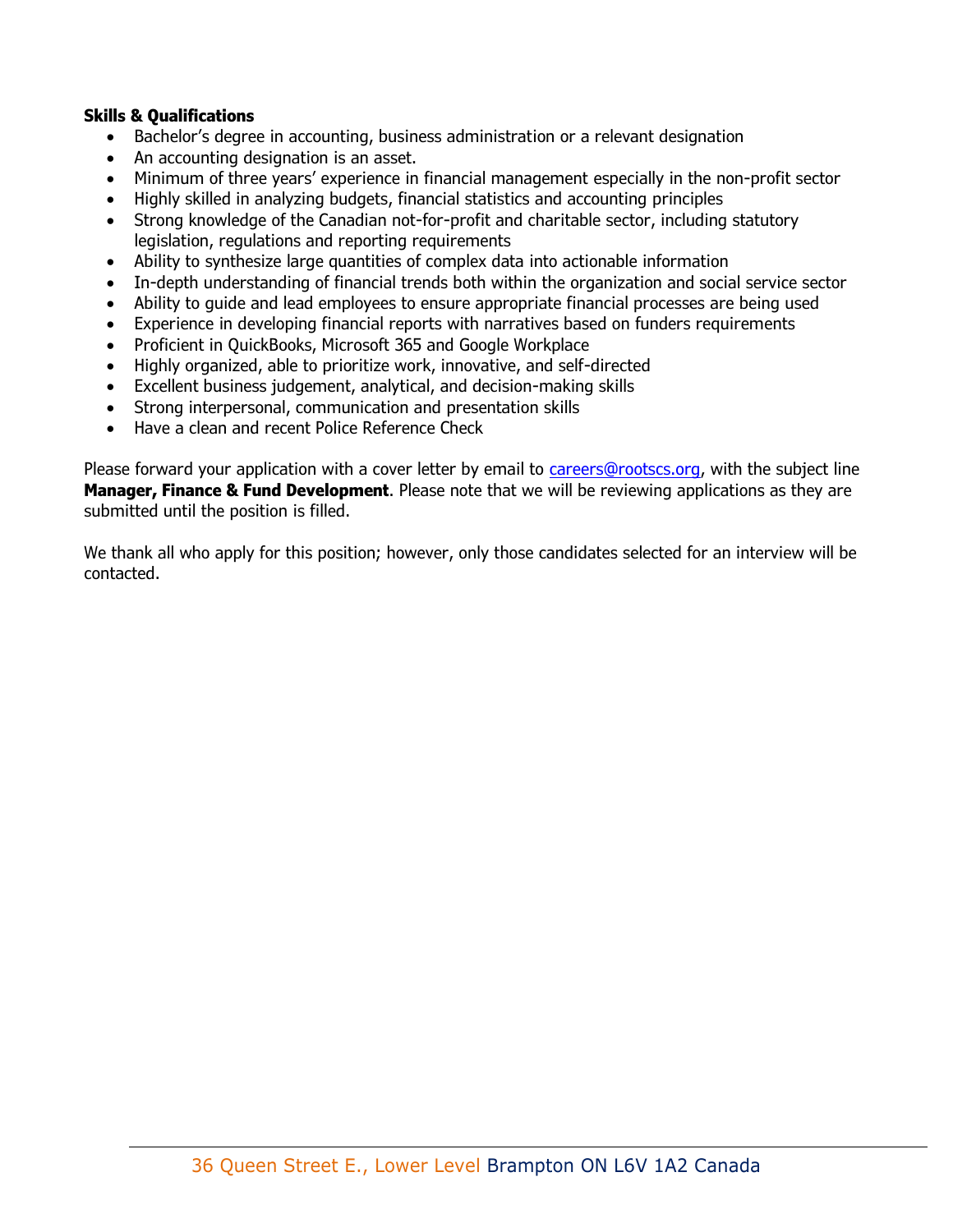**Skills & Qualifications**

- Bachelor's degree in accounting, business administration or a relevant designation
- An accounting designation is an asset.
- Minimum of three years' experience in financial management especially in the non-profit sector
- Highly skilled in analyzing budgets, financial statistics and accounting principles
- Strong knowledge of the Canadian not-for-profit and charitable sector, including statutory legislation, regulations and reporting requirements
- Ability to synthesize large quantities of complex data into actionable information
- In-depth understanding of financial trends both within the organization and social service sector
- Ability to guide and lead employees to ensure appropriate financial processes are being used
- Experience in developing financial reports with narratives based on funders requirements
- Proficient in QuickBooks, Microsoft 365 and Google Workplace
- Highly organized, able to prioritize work, innovative, and self-directed
- Excellent business judgement, analytical, and decision-making skills
- Strong interpersonal, communication and presentation skills
- Have a clean and recent Police Reference Check

Please forward your application with a cover letter by email to careers@rootscs.org, with the subject line **Manager, Finance & Fund Development**. Please note that we will be reviewing applications as they are submitted until the position is filled.

We thank all who apply for this position; however, only those candidates selected for an interview will be contacted.

36 Queen Street E., Lower Level Brampton ON L6V 1A2 Canada